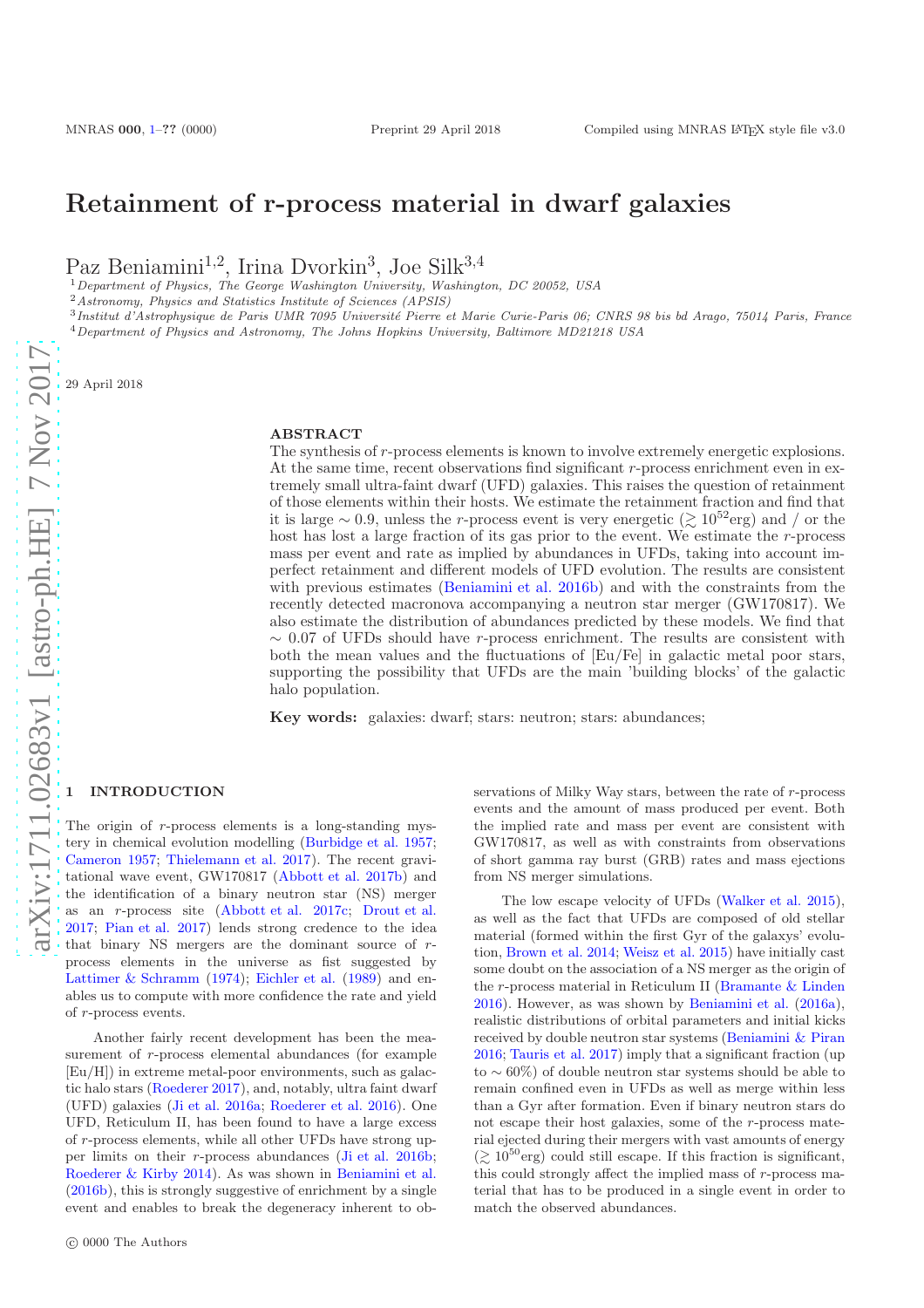# Retainment of r-process material in dwarf galaxies

Paz Beniamini[1,2], Irina Dvorkin[3], Joe Silk[3,4]

[1] Department of Physics, The George Washington University, Washington, DC 20052, USA
[2] Astronomy, Physics and Statistics Institute of Sciences (APSIS)
[3] Institut d'Astrophysique de Paris UMR 7095 Université Pierre et Marie Curie-Paris 06; CNRS 98 bis bd Arago, 75014 Paris, France
[4] Department of Physics and Astronomy, The Johns Hopkins University, Baltimore MD21218 USA

29 April 2018

## ABSTRACT

The synthesis of *r*-process elements is known to involve extremely energetic explosions. At the same time, recent observations find significant *r*-process enrichment even in extremely small ultra-faint dwarf (UFD) galaxies. This raises the question of retainment of those elements within their hosts. We estimate the retainment fraction and find that it is large $\sim 0.9$, unless the *r*-process event is very energetic ($\gtrsim 10^{52}$erg) and / or the host has lost a large fraction of its gas prior to the event. We estimate the *r*-process mass per event and rate as implied by abundances in UFDs, taking into account imperfect retainment and different models of UFD evolution. The results are consistent with previous estimates (Beniamini et al. 2016b) and with the constraints from the recently detected macronova accompanying a neutron star merger (GW170817). We also estimate the distribution of abundances predicted by these models. We find that $\sim 0.07$ of UFDs should have *r*-process enrichment. The results are consistent with both the mean values and the fluctuations of [Eu/Fe] in galactic metal poor stars, supporting the possibility that UFDs are the main 'building blocks' of the galactic halo population.

**Key words:** galaxies: dwarf; stars: neutron; stars: abundances;

## 1 INTRODUCTION

The origin of *r*-process elements is a long-standing mystery in chemical evolution modelling (Burbidge et al. 1957; Cameron 1957; Thielemann et al. 2017). The recent gravitational wave event, GW170817 (Abbott et al. 2017b) and the identification of a binary neutron star (NS) merger as an *r*-process site (Abbott et al. 2017c; Drout et al. 2017; Pian et al. 2017) lends strong credence to the idea that binary NS mergers are the dominant source of *r*-process elements in the universe as fist suggested by Lattimer & Schramm (1974); Eichler et al. (1989) and enables us to compute with more confidence the rate and yield of *r*-process events.

Another fairly recent development has been the measurement of *r*-process elemental abundances (for example [Eu/H]) in extreme metal-poor environments, such as galactic halo stars (Roederer 2017), and, notably, ultra faint dwarf (UFD) galaxies (Ji et al. 2016a; Roederer et al. 2016). One UFD, Reticulum II, has been found to have a large excess of *r*-process elements, while all other UFDs have strong upper limits on their *r*-process abundances (Ji et al. 2016b; Roederer & Kirby 2014). As was shown in Beniamini et al. (2016b), this is strongly suggestive of enrichment by a single event and enables to break the degeneracy inherent to observations of Milky Way stars, between the rate of *r*-process events and the amount of mass produced per event. Both the implied rate and mass per event are consistent with GW170817, as well as with constraints from observations of short gamma ray burst (GRB) rates and mass ejections from NS merger simulations.

The low escape velocity of UFDs (Walker et al. 2015), as well as the fact that UFDs are composed of old stellar material (formed within the first Gyr of the galaxys' evolution, Brown et al. 2014; Weisz et al. 2015) have initially cast some doubt on the association of a NS merger as the origin of the *r*-process material in Reticulum II (Bramante & Linden 2016). However, as was shown by Beniamini et al. (2016a), realistic distributions of orbital parameters and initial kicks received by double neutron star systems (Beniamini & Piran 2016; Tauris et al. 2017) imply that a significant fraction (up to $\sim 60\%$) of double neutron star systems should be able to remain confined even in UFDs as well as merge within less than a Gyr after formation. Even if binary neutron stars do not escape their host galaxies, some of the *r*-process material ejected during their mergers with vast amounts of energy ($\gtrsim 10^{50}$erg) could still escape. If this fraction is significant, this could strongly affect the implied mass of *r*-process material that has to be produced in a single event in order to match the observed abundances.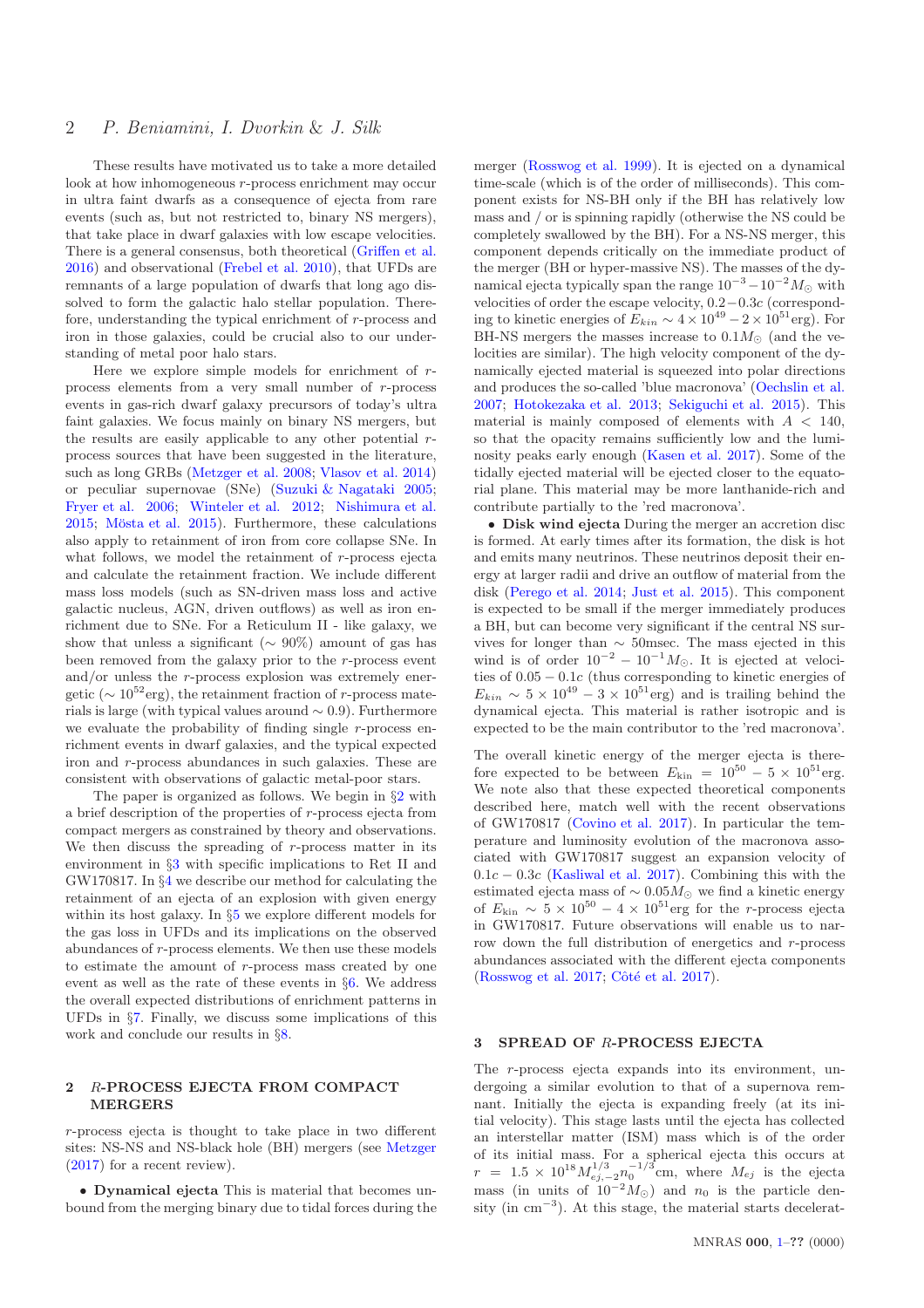These results have motivated us to take a more detailed look at how inhomogeneous $r$-process enrichment may occur in ultra faint dwarfs as a consequence of ejecta from rare events (such as, but not restricted to, binary NS mergers), that take place in dwarf galaxies with low escape velocities. There is a general consensus, both theoretical (Griffen et al. 2016) and observational (Frebel et al. 2010), that UFDs are remnants of a large population of dwarfs that long ago dissolved to form the galactic halo stellar population. Therefore, understanding the typical enrichment of $r$-process and iron in those galaxies, could be crucial also to our understanding of metal poor halo stars.

Here we explore simple models for enrichment of $r$-process elements from a very small number of $r$-process events in gas-rich dwarf galaxy precursors of today's ultra faint galaxies. We focus mainly on binary NS mergers, but the results are easily applicable to any other potential $r$-process sources that have been suggested in the literature, such as long GRBs (Metzger et al. 2008; Vlasov et al. 2014) or peculiar supernovae (SNe) (Suzuki & Nagataki 2005; Fryer et al. 2006; Winteler et al. 2012; Nishimura et al. 2015; Mösta et al. 2015). Furthermore, these calculations also apply to retainment of iron from core collapse SNe. In what follows, we model the retainment of $r$-process ejecta and calculate the retainment fraction. We include different mass loss models (such as SN-driven mass loss and active galactic nucleus, AGN, driven outflows) as well as iron enrichment due to SNe. For a Reticulum II - like galaxy, we show that unless a significant ($\sim 90\%$) amount of gas has been removed from the galaxy prior to the $r$-process event and/or unless the $r$-process explosion was extremely energetic ($\sim 10^{52}$erg), the retainment fraction of $r$-process materials is large (with typical values around $\sim 0.9$). Furthermore we evaluate the probability of finding single $r$-process enrichment events in dwarf galaxies, and the typical expected iron and $r$-process abundances in such galaxies. These are consistent with observations of galactic metal-poor stars.

The paper is organized as follows. We begin in §2 with a brief description of the properties of $r$-process ejecta from compact mergers as constrained by theory and observations. We then discuss the spreading of $r$-process matter in its environment in §3 with specific implications to Ret II and GW170817. In §4 we describe our method for calculating the retainment of an ejecta of an explosion with given energy within its host galaxy. In §5 we explore different models for the gas loss in UFDs and its implications on the observed abundances of $r$-process elements. We then use these models to estimate the amount of $r$-process mass created by one event as well as the rate of these events in §6. We address the overall expected distributions of enrichment patterns in UFDs in §7. Finally, we discuss some implications of this work and conclude our results in §8.

## 2 *R*-PROCESS EJECTA FROM COMPACT MERGERS

$r$-process ejecta is thought to take place in two different sites: NS-NS and NS-black hole (BH) mergers (see Metzger (2017) for a recent review).

- **Dynamical ejecta** This is material that becomes unbound from the merging binary due to tidal forces during the merger (Rosswog et al. 1999). It is ejected on a dynamical time-scale (which is of the order of milliseconds). This component exists for NS-BH only if the BH has relatively low mass and / or is spinning rapidly (otherwise the NS could be completely swallowed by the BH). For a NS-NS merger, this component depends critically on the immediate product of the merger (BH or hyper-massive NS). The masses of the dynamical ejecta typically span the range $10^{-3} - 10^{-2} M_{\odot}$ with velocities of order the escape velocity, $0.2 - 0.3c$ (corresponding to kinetic energies of $E_{kin} \sim 4 \times 10^{49} - 2 \times 10^{51}$erg). For BH-NS mergers the masses increase to $0.1 M_{\odot}$ (and the velocities are similar). The high velocity component of the dynamically ejected material is squeezed into polar directions and produces the so-called 'blue macronova' (Oechslin et al. 2007; Hotokezaka et al. 2013; Sekiguchi et al. 2015). This material is mainly composed of elements with $A < 140$, so that the opacity remains sufficiently low and the luminosity peaks early enough (Kasen et al. 2017). Some of the tidally ejected material will be ejected closer to the equatorial plane. This material may be more lanthanide-rich and contribute partially to the 'red macronova'.
- **Disk wind ejecta** During the merger an accretion disc is formed. At early times after its formation, the disk is hot and emits many neutrinos. These neutrinos deposit their energy at larger radii and drive an outflow of material from the disk (Perego et al. 2014; Just et al. 2015). This component is expected to be small if the merger immediately produces a BH, but can become very significant if the central NS survives for longer than $\sim$ 50msec. The mass ejected in this wind is of order $10^{-2} - 10^{-1} M_{\odot}$. It is ejected at velocities of $0.05 - 0.1c$ (thus corresponding to kinetic energies of $E_{kin} \sim 5 \times 10^{49} - 3 \times 10^{51}$erg) and is trailing behind the dynamical ejecta. This material is rather isotropic and is expected to be the main contributor to the 'red macronova'.

The overall kinetic energy of the merger ejecta is therefore expected to be between $E_{\rm kin} = 10^{50} - 5 \times 10^{51}$erg. We note also that these expected theoretical components described here, match well with the recent observations of GW170817 (Covino et al. 2017). In particular the temperature and luminosity evolution of the macronova associated with GW170817 suggest an expansion velocity of $0.1c - 0.3c$ (Kasliwal et al. 2017). Combining this with the estimated ejecta mass of $\sim 0.05 M_{\odot}$ we find a kinetic energy of $E_{\rm kin} \sim 5 \times 10^{50} - 4 \times 10^{51}$erg for the $r$-process ejecta in GW170817. Future observations will enable us to narrow down the full distribution of energetics and $r$-process abundances associated with the different ejecta components (Rosswog et al. 2017; Côté et al. 2017).

## 3 SPREAD OF *R*-PROCESS EJECTA

The $r$-process ejecta expands into its environment, undergoing a similar evolution to that of a supernova remnant. Initially the ejecta is expanding freely (at its initial velocity). This stage lasts until the ejecta has collected an interstellar matter (ISM) mass which is of the order of its initial mass. For a spherical ejecta this occurs at $r = 1.5 \times 10^{18} M_{ej,-2}^{1/3} n_0^{-1/3}$cm, where $M_{ej}$ is the ejecta mass (in units of $10^{-2} M_{\odot}$) and $n_0$ is the particle density (in cm$^{-3}$). At this stage, the material starts decelerat-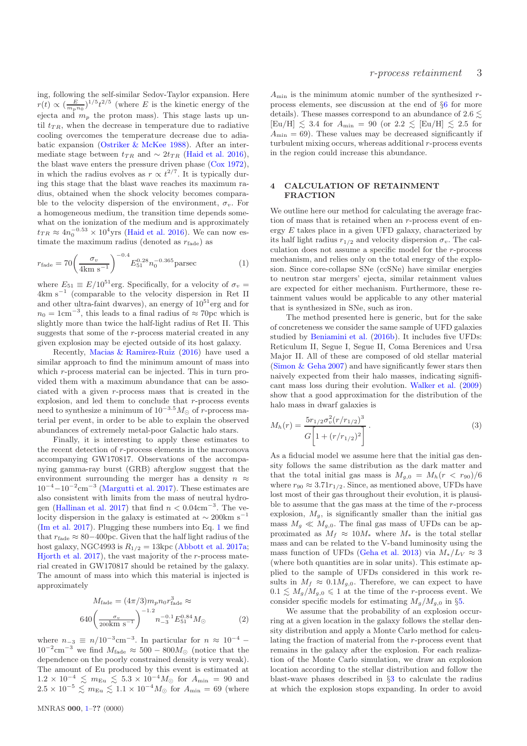ing, following the self-similar Sedov-Taylor expansion. Here $r(t) \propto (\frac{E}{m_p n_0})^{1/5} t^{2/5}$ (where $E$ is the kinetic energy of the ejecta and $m_p$ the proton mass). This stage lasts up until $t_{TR}$, when the decrease in temperature due to radiative cooling overcomes the temperature decrease due to adiabatic expansion (Ostriker & McKee 1988). After an intermediate stage between $t_{TR}$ and $\sim 2t_{TR}$ (Haid et al. 2016), the blast wave enters the pressure driven phase (Cox 1972), in which the radius evolves as $r \propto t^{2/7}$. It is typically during this stage that the blast wave reaches its maximum radius, obtained when the shock velocity becomes comparable to the velocity dispersion of the environment, $\sigma_v$. For a homogeneous medium, the transition time depends somewhat on the ionization of the medium and is approximately $t_{TR} \approx 4 n_0^{-0.53} \times 10^4$yrs (Haid et al. 2016). We can now estimate the maximum radius (denoted as $r_{\rm fade}$) as

$$r_{\rm fade} = 70 \left( \frac{\sigma_v}{4 \rm km~s^{-1}} \right)^{-0.4} E_{51}^{0.28} n_0^{-0.365} \rm parsec \tag{1}$$

where $E_{51} \equiv E/10^{51}$erg. Specifically, for a velocity of $\sigma_v = 4 \rm km~s^{-1}$ (comparable to the velocity dispersion in Ret II and other ultra-faint dwarves), an energy of $10^{51}$erg and for $n_0 = 1 \rm cm^{-3}$, this leads to a final radius of $\approx 70$pc which is slightly more than twice the half-light radius of Ret II. This suggests that some of the $r$-process material created in any given explosion may be ejected outside of its host galaxy.

Recently, Macias & Ramirez-Ruiz (2016) have used a similar approach to find the minimum amount of mass into which $r$-process material can be injected. This in turn provided them with a maximum abundance that can be associated with a given $r$-process mass that is created in the explosion, and led them to conclude that $r$-process events need to synthesize a minimum of $10^{-3.5} M_\odot$ of $r$-process material per event, in order to be able to explain the observed abundances of extremely metal-poor Galactic halo stars.

Finally, it is interesting to apply these estimates to the recent detection of $r$-process elements in the macronova accompanying GW170817. Observations of the accompanying gamma-ray burst (GRB) afterglow suggest that the environment surrounding the merger has a density $n \approx 10^{-4}-10^{-2} \rm cm^{-3}$ (Margutti et al. 2017). These estimates are also consistent with limits from the mass of neutral hydrogen (Hallinan et al. 2017) that find $n < 0.04 \rm cm^{-3}$. The velocity dispersion in the galaxy is estimated at $\sim 200 \rm km~s^{-1}$ (Im et al. 2017). Plugging these numbers into Eq. 1 we find that $r_{\rm fade} \approx 80-400$pc. Given that the half light radius of the host galaxy, NGC4993 is $R_{1/2} = 13$kpc (Abbott et al. 2017a; Hjorth et al. 2017), the vast majority of the $r$-process material created in GW170817 should be retained by the galaxy. The amount of mass into which this material is injected is approximately

$$M_{\rm fade} = (4\pi/3) m_p n_0 r_{\rm fade}^3 \approx$$
$$640 \left( \frac{\sigma_v}{200 \rm km~s^{-1}} \right)^{-1.2} n_{-3}^{-0.1} E_{51}^{0.84} M_\odot \tag{2}$$

where $n_{-3} \equiv n/10^{-3} \rm cm^{-3}$. In particular for $n \approx 10^{-4} - 10^{-2} \rm cm^{-3}$ we find $M_{\rm fade} \approx 500 - 800 M_\odot$ (notice that the dependence on the poorly constrained density is very weak). The amount of Eu produced by this event is estimated at $1.2 \times 10^{-4} \lesssim m_{\rm Eu} \lesssim 5.3 \times 10^{-4} M_\odot$ for $A_{\rm min} = 90$ and $2.5 \times 10^{-5} \lesssim m_{\rm Eu} \lesssim 1.1 \times 10^{-4} M_\odot$ for $A_{\rm min} = 69$ (where $A_{\rm min}$ is the minimum atomic number of the synthesized $r$-process elements, see discussion at the end of §6 for more details). These masses correspond to an abundance of $2.6 \lesssim$ [Eu/H] $\lesssim 3.4$ for $A_{\rm min} = 90$ (or $2.2 \lesssim$ [Eu/H] $\lesssim 2.5$ for $A_{\rm min} = 69$). These values may be decreased significantly if turbulent mixing occurs, whereas additional $r$-process events in the region could increase this abundance.

## 4 CALCULATION OF RETAINMENT FRACTION

We outline here our method for calculating the average fraction of mass that is retained when an $r$-process event of energy $E$ takes place in a given UFD galaxy, characterized by its half light radius $r_{1/2}$ and velocity dispersion $\sigma_v$. The calculation does not assume a specific model for the $r$-process mechanism, and relies only on the total energy of the explosion. Since core-collapse SNe (ccSNe) have similar energies to neutron star mergers' ejecta, similar retainment values are expected for either mechanism. Furthermore, these retainment values would be applicable to any other material that is synthesized in SNe, such as iron.

The method presented here is generic, but for the sake of concreteness we consider the same sample of UFD galaxies studied by Beniamini et al. (2016b). It includes five UFDs: Reticulum II, Segue I, Segue II, Coma Berenices and Ursa Major II. All of these are composed of old stellar material (Simon & Geha 2007) and have significantly fewer stars then naively expected from their halo masses, indicating significant mass loss during their evolution. Walker et al. (2009) show that a good approximation for the distribution of the halo mass in dwarf galaxies is

$$M_h(r) = \frac{5 r_{1/2} \sigma_v^2 (r/r_{1/2})^3}{G\left[1 + (r/r_{1/2})^2\right]} . \tag{3}$$

As a fiducial model we assume here that the initial gas density follows the same distribution as the dark matter and that the total initial gas mass is $M_{g,0} = M_h(r < r_{90})/6$ where $r_{90} \approx 3.71 r_{1/2}$. Since, as mentioned above, UFDs have lost most of their gas throughout their evolution, it is plausible to assume that the gas mass at the time of the $r$-process explosion, $M_g$, is significantly smaller than the initial gas mass $M_g \ll M_{g,0}$. The final gas mass of UFDs can be approximated as $M_f \approx 10 M_*$ where $M_*$ is the total stellar mass and can be related to the V-band luminosity using the mass function of UFDs (Geha et al. 2013) via $M_*/L_V \approx 3$ (where both quantities are in solar units). This estimate applied to the sample of UFDs considered in this work results in $M_f \approx 0.1 M_{g,0}$. Therefore, we can expect to have $0.1 \lesssim M_g/M_{g,0} \leqslant 1$ at the time of the $r$-process event. We consider specific models for estimating $M_g/M_{g,0}$ in §5.

We assume that the probability of an explosion occurring at a given location in the galaxy follows the stellar density distribution and apply a Monte Carlo method for calculating the fraction of material from the $r$-process event that remains in the galaxy after the explosion. For each realization of the Monte Carlo simulation, we draw an explosion location according to the stellar distribution and follow the blast-wave phases described in §3 to calculate the radius at which the explosion stops expanding. In order to avoid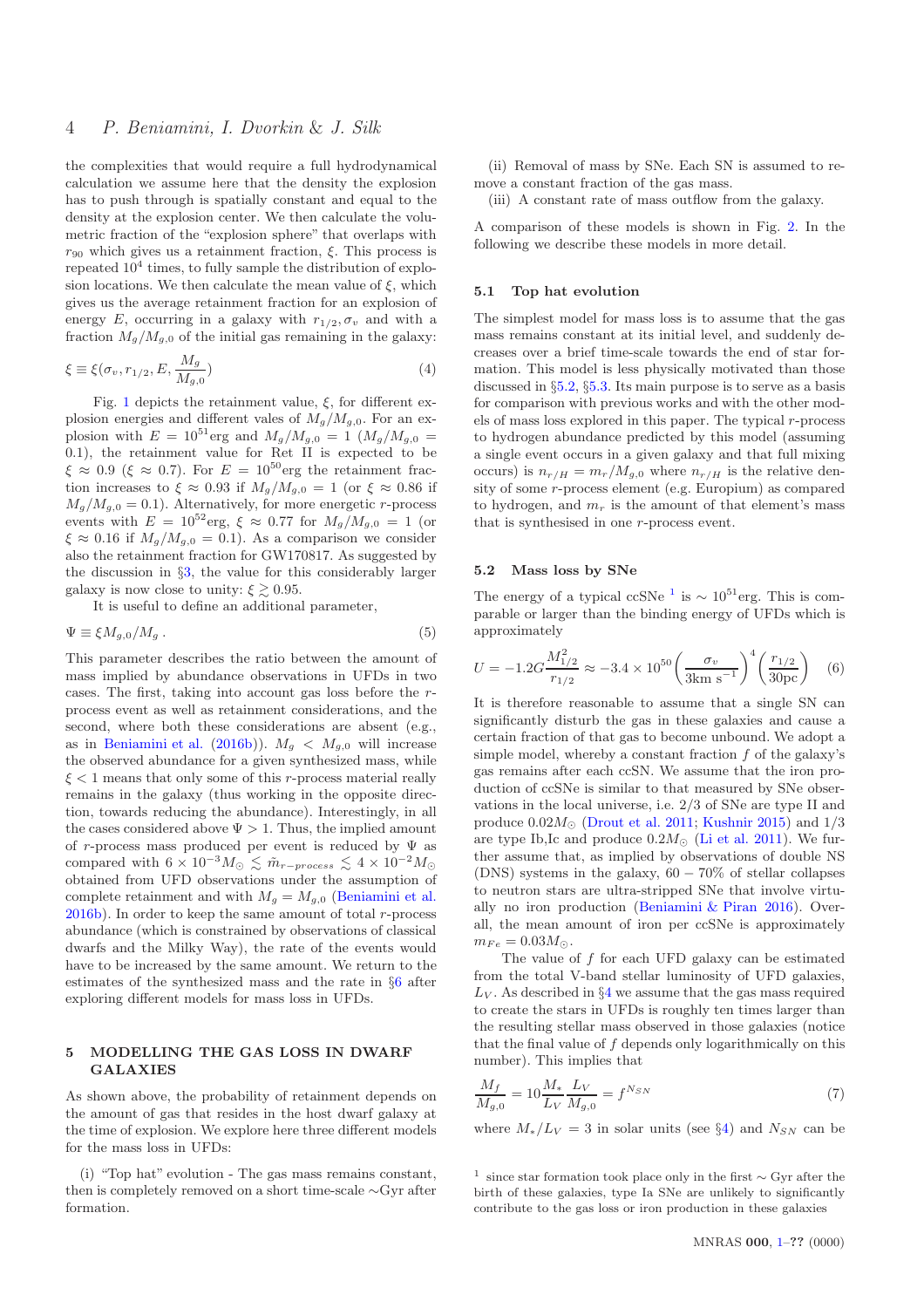the complexities that would require a full hydrodynamical calculation we assume here that the density the explosion has to push through is spatially constant and equal to the density at the explosion center. We then calculate the volumetric fraction of the "explosion sphere" that overlaps with $r_{90}$ which gives us a retainment fraction, $\xi$. This process is repeated $10^4$ times, to fully sample the distribution of explosion locations. We then calculate the mean value of $\xi$, which gives us the average retainment fraction for an explosion of energy $E$, occurring in a galaxy with $r_{1/2}, \sigma_v$ and with a fraction $M_g/M_{g,0}$ of the initial gas remaining in the galaxy:

$$\xi \equiv \xi(\sigma_v, r_{1/2}, E, \frac{M_g}{M_{g,0}}) \quad (4)$$

Fig. 1 depicts the retainment value, $\xi$, for different explosion energies and different vales of $M_g/M_{g,0}$. For an explosion with $E = 10^{51}$erg and $M_g/M_{g,0} = 1$ ($M_g/M_{g,0} = 0.1$), the retainment value for Ret II is expected to be $\xi \approx 0.9$ ($\xi \approx 0.7$). For $E = 10^{50}$erg the retainment fraction increases to $\xi \approx 0.93$ if $M_g/M_{g,0} = 1$ (or $\xi \approx 0.86$ if $M_g/M_{g,0} = 0.1$). Alternatively, for more energetic $r$-process events with $E = 10^{52}$erg, $\xi \approx 0.77$ for $M_g/M_{g,0} = 1$ (or $\xi \approx 0.16$ if $M_g/M_{g,0} = 0.1$). As a comparison we consider also the retainment fraction for GW170817. As suggested by the discussion in §3, the value for this considerably larger galaxy is now close to unity: $\xi \gtrsim 0.95$.

It is useful to define an additional parameter,

$$\Psi \equiv \xi M_{g,0}/M_g \,. \quad (5)$$

This parameter describes the ratio between the amount of mass implied by abundance observations in UFDs in two cases. The first, taking into account gas loss before the $r$-process event as well as retainment considerations, and the second, where both these considerations are absent (e.g., as in Beniamini et al. (2016b)). $M_g < M_{g,0}$ will increase the observed abundance for a given synthesized mass, while $\xi < 1$ means that only some of this $r$-process material really remains in the galaxy (thus working in the opposite direction, towards reducing the abundance). Interestingly, in all the cases considered above $\Psi > 1$. Thus, the implied amount of $r$-process mass produced per event is reduced by $\Psi$ as compared with $6 \times 10^{-3} M_{\odot} \lesssim \tilde{m}_{r-process} \lesssim 4 \times 10^{-2} M_{\odot}$ obtained from UFD observations under the assumption of complete retainment and with $M_g = M_{g,0}$ (Beniamini et al. 2016b). In order to keep the same amount of total $r$-process abundance (which is constrained by observations of classical dwarfs and the Milky Way), the rate of the events would have to be increased by the same amount. We return to the estimates of the synthesized mass and the rate in §6 after exploring different models for mass loss in UFDs.

## 5 MODELLING THE GAS LOSS IN DWARF GALAXIES

As shown above, the probability of retainment depends on the amount of gas that resides in the host dwarf galaxy at the time of explosion. We explore here three different models for the mass loss in UFDs:

(i) "Top hat" evolution - The gas mass remains constant, then is completely removed on a short time-scale ∼Gyr after formation.

(ii) Removal of mass by SNe. Each SN is assumed to remove a constant fraction of the gas mass.

(iii) A constant rate of mass outflow from the galaxy.

A comparison of these models is shown in Fig. 2. In the following we describe these models in more detail.

### 5.1 Top hat evolution

The simplest model for mass loss is to assume that the gas mass remains constant at its initial level, and suddenly decreases over a brief time-scale towards the end of star formation. This model is less physically motivated than those discussed in §5.2, §5.3. Its main purpose is to serve as a basis for comparison with previous works and with the other models of mass loss explored in this paper. The typical $r$-process to hydrogen abundance predicted by this model (assuming a single event occurs in a given galaxy and that full mixing occurs) is $n_{r/H} = m_r/M_{g,0}$ where $n_{r/H}$ is the relative density of some $r$-process element (e.g. Europium) as compared to hydrogen, and $m_r$ is the amount of that element's mass that is synthesised in one $r$-process event.

### 5.2 Mass loss by SNe

The energy of a typical ccSNe [1] is $\sim 10^{51}$erg. This is comparable or larger than the binding energy of UFDs which is approximately

$$U = -1.2G\frac{M_{1/2}^2}{r_{1/2}} \approx -3.4 \times 10^{50} \left(\frac{\sigma_v}{3\text{km s}^{-1}}\right)^4 \left(\frac{r_{1/2}}{30\text{pc}}\right) \quad (6)$$

It is therefore reasonable to assume that a single SN can significantly disturb the gas in these galaxies and cause a certain fraction of that gas to become unbound. We adopt a simple model, whereby a constant fraction $f$ of the galaxy's gas remains after each ccSN. We assume that the iron production of ccSNe is similar to that measured by SNe observations in the local universe, i.e. 2/3 of SNe are type II and produce $0.02 M_{\odot}$ (Drout et al. 2011; Kushnir 2015) and 1/3 are type Ib,Ic and produce $0.2 M_{\odot}$ (Li et al. 2011). We further assume that, as implied by observations of double NS (DNS) systems in the galaxy, 60 − 70% of stellar collapses to neutron stars are ultra-stripped SNe that involve virtually no iron production (Beniamini & Piran 2016). Overall, the mean amount of iron per ccSNe is approximately $m_{Fe} = 0.03 M_{\odot}$.

The value of $f$ for each UFD galaxy can be estimated from the total V-band stellar luminosity of UFD galaxies, $L_V$. As described in §4 we assume that the gas mass required to create the stars in UFDs is roughly ten times larger than the resulting stellar mass observed in those galaxies (notice that the final value of $f$ depends only logarithmically on this number). This implies that

$$\frac{M_f}{M_{g,0}} = 10\frac{M_*}{L_V}\frac{L_V}{M_{g,0}} = f^{N_{SN}} \quad (7)$$

where $M_*/L_V = 3$ in solar units (see §4) and $N_{SN}$ can be

[1] since star formation took place only in the first ∼ Gyr after the birth of these galaxies, type Ia SNe are unlikely to significantly contribute to the gas loss or iron production in these galaxies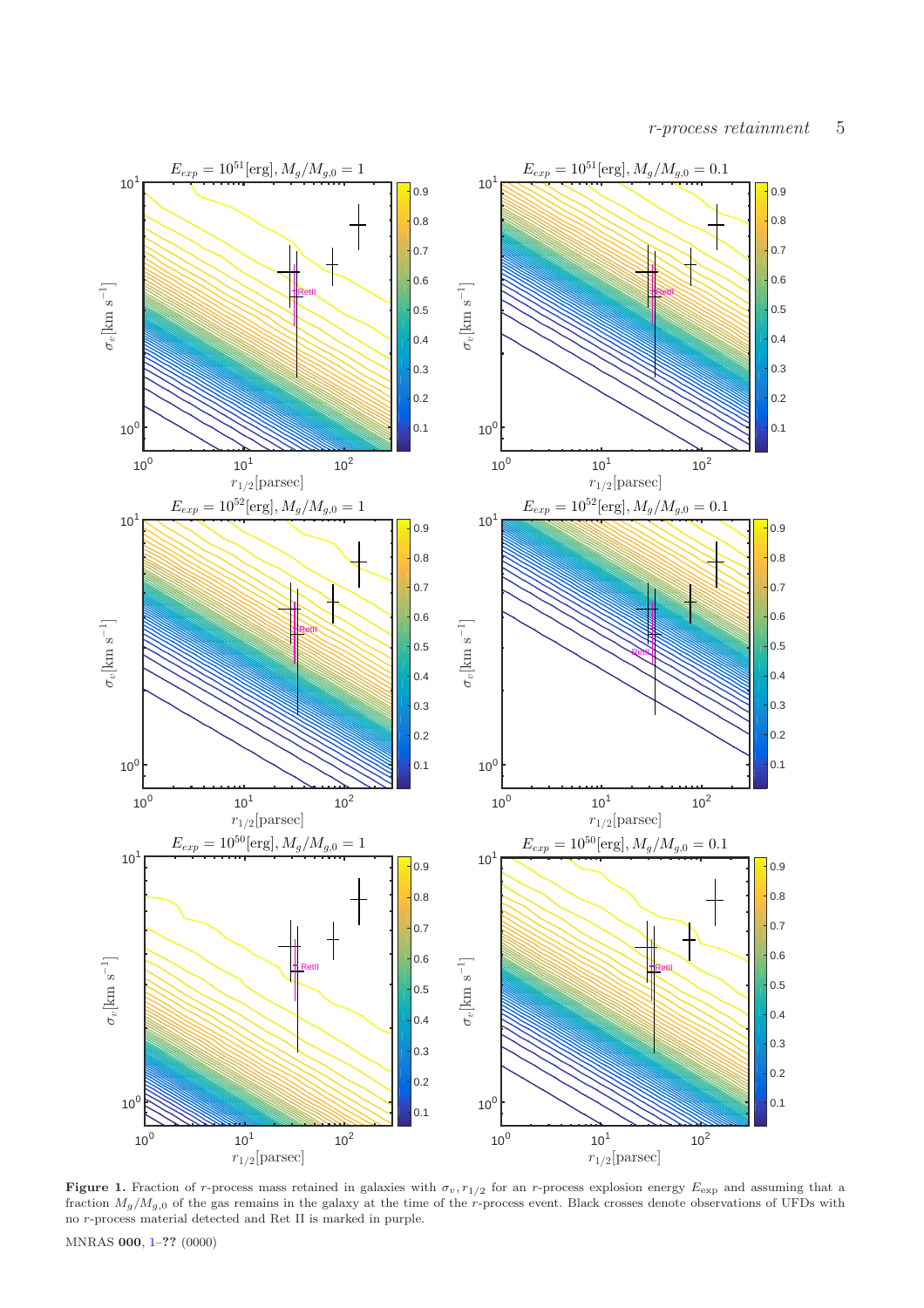**Figure 1.** Fraction of $r$-process mass retained in galaxies with $\sigma_v, r_{1/2}$ for an $r$-process explosion energy $E_{\rm exp}$ and assuming that a fraction $M_g/M_{g,0}$ of the gas remains in the galaxy at the time of the $r$-process event. Black crosses denote observations of UFDs with no $r$-process material detected and Ret II is marked in purple.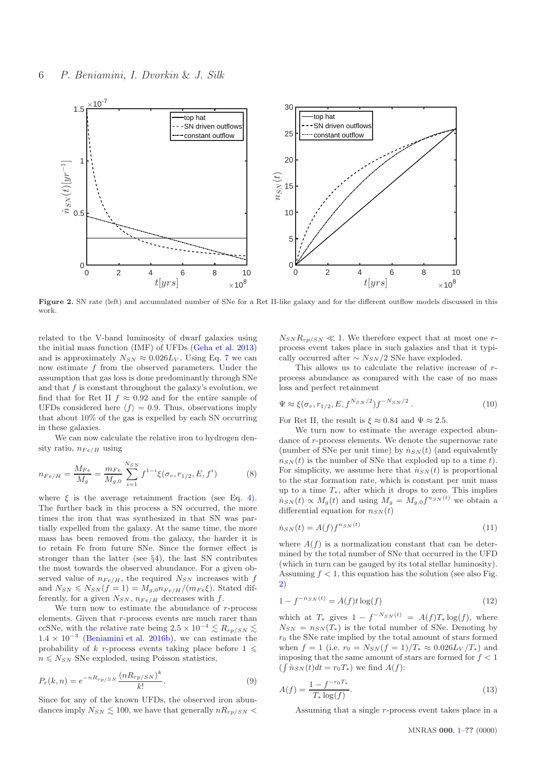**Figure 2.** SN rate (left) and accumulated number of SNe for a Ret II-like galaxy and for the different outflow models discussed in this work.

related to the V-band luminosity of dwarf galaxies using the initial mass function (IMF) of UFDs (Geha et al. 2013) and is approximately $N_{SN} \approx 0.026 L_V$. Using Eq. 7 we can now estimate $f$ from the observed parameters. Under the assumption that gas loss is done predominantly through SNe and that $f$ is constant throughout the galaxy's evolution, we find that for Ret II $f \approx 0.92$ and for the entire sample of UFDs considered here $\langle f \rangle = 0.9$. Thus, observations imply that about 10% of the gas is expelled by each SN occurring in these galaxies.

We can now calculate the relative iron to hydrogen density ratio, $n_{Fe/H}$ using

$$n_{Fe/H} = \frac{M_{Fe}}{M_g} = \frac{m_{Fe}}{M_{g,0}} \sum_{i=1}^{N_{SN}} f^{1-i} \xi(\sigma_v, r_{1/2}, E, f^i) \tag{8}$$

where $\xi$ is the average retainment fraction (see Eq. 4). The further back in this process a SN occurred, the more times the iron that was synthesized in that SN was partially expelled from the galaxy. At the same time, the more mass has been removed from the galaxy, the harder it is to retain Fe from future SNe. Since the former effect is stronger than the latter (see §4), the last SN contributes the most towards the observed abundance. For a given observed value of $n_{Fe/H}$, the required $N_{SN}$ increases with $f$ and $N_{SN} \leqslant N_{SN}(f=1) = M_{g,0} n_{Fe/H} / (m_{Fe} \xi)$. Stated differently, for a given $N_{SN}$, $n_{Fe/H}$ decreases with $f$.

We turn now to estimate the abundance of $r$-process elements. Given that $r$-process events are much rarer than ccSNe, with the relative rate being $2.5 \times 10^{-4} \lesssim R_{rp/SN} \lesssim 1.4 \times 10^{-3}$ (Beniamini et al. 2016b), we can estimate the probability of $k$ $r$-process events taking place before $1 \leqslant n \leqslant N_{SN}$ SNe exploded, using Poisson statistics,

$$P_r(k, n) = e^{-n R_{rp/SN}} \frac{(n R_{rp/SN})^k}{k!}. \tag{9}$$

Since for any of the known UFDs, the observed iron abundances imply $N_{SN} \lesssim 100$, we have that generally $n R_{rp/SN} < N_{SN} R_{rp/SN} \ll 1$. We therefore expect that at most one $r$-process event takes place in such galaxies and that it typically occurred after $\sim N_{SN}/2$ SNe have exploded.

This allows us to calculate the relative increase of $r$-process abundance as compared with the case of no mass loss and perfect retainment

$$\Psi \approx \xi(\sigma_v, r_{1/2}, E, f^{N_{SN}/2}) f^{-N_{SN}/2}. \tag{10}$$

For Ret II, the result is $\xi \approx 0.84$ and $\Psi \approx 2.5$.

We turn now to estimate the average expected abundance of $r$-process elements. We denote the supernovae rate (number of SNe per unit time) by $\dot{n}_{SN}(t)$ (and equivalently $n_{SN}(t)$ is the number of SNe that exploded up to a time $t$). For simplicity, we assume here that $\dot{n}_{SN}(t)$ is proportional to the star formation rate, which is constant per unit mass up to a time $T_*$, after which it drops to zero. This implies $\dot{n}_{SN}(t) \propto M_g(t)$ and using $M_g = M_{g,0} f^{n_{SN}(t)}$ we obtain a differential equation for $n_{SN}(t)$

$$\dot{n}_{SN}(t) = A(f) f^{n_{SN}(t)} \tag{11}$$

where $A(f)$ is a normalization constant that can be determined by the total number of SNe that occurred in the UFD (which in turn can be gauged by its total stellar luminosity). Assuming $f < 1$, this equation has the solution (see also Fig. 2)

$$1 - f^{-n_{SN}(t)} = A(f) t \log(f) \tag{12}$$

which at $T_*$ gives $1 - f^{-N_{SN}(t)} = A(f) T_* \log(f)$, where $N_{SN} = n_{SN}(T_*)$ is the total number of SNe. Denoting by $r_0$ the SNe rate implied by the total amount of stars formed when $f = 1$ (i.e. $r_0 = N_{SN}(f=1)/T_* \approx 0.026 L_V / T_*$) and imposing that the same amount of stars are formed for $f < 1$ ($\int \dot{n}_{SN}(t) dt = r_0 T_*$) we find $A(f)$:

$$A(f) = \frac{1 - f^{-r_0 T_*}}{T_* \log(f)}. \tag{13}$$

Assuming that a single $r$-process event takes place in a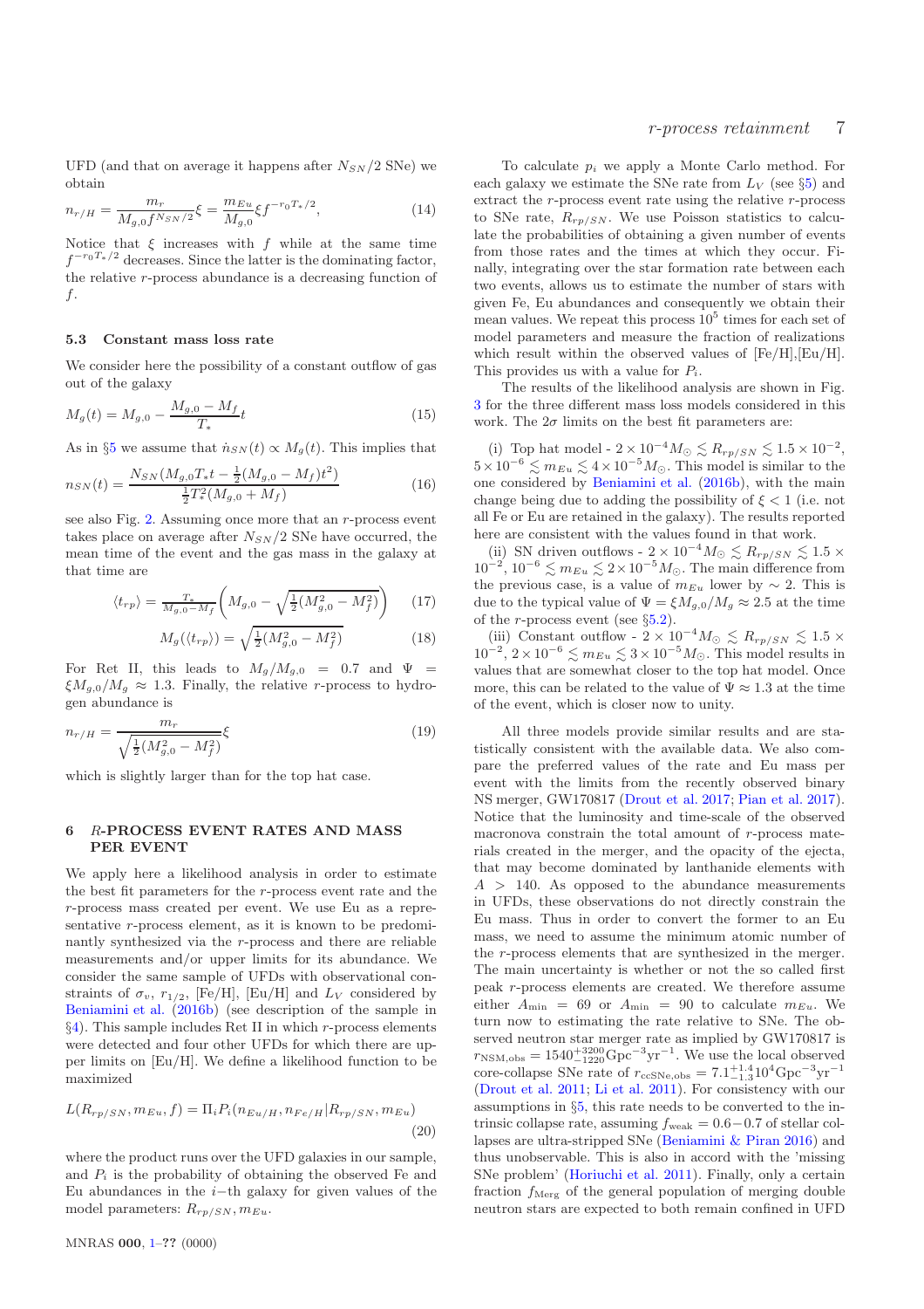UFD (and that on average it happens after $N_{SN}/2$ SNe) we obtain

$$n_{r/H} = \frac{m_r}{M_{g,0} f^{N_{SN}/2}} \xi = \frac{m_{Eu}}{M_{g,0}} \xi f^{-r_0 T_*/2}, \tag{14}$$

Notice that $\xi$ increases with $f$ while at the same time $f^{-r_0 T_*/2}$ decreases. Since the latter is the dominating factor, the relative $r$-process abundance is a decreasing function of $f$.

### 5.3 Constant mass loss rate

We consider here the possibility of a constant outflow of gas out of the galaxy

$$M_g(t) = M_{g,0} - \frac{M_{g,0} - M_f}{T_*} t \tag{15}$$

As in §5 we assume that $\dot{n}_{SN}(t) \propto M_g(t)$. This implies that

$$n_{SN}(t) = \frac{N_{SN}(M_{g,0} T_* t - \frac{1}{2}(M_{g,0} - M_f)t^2)}{\frac{1}{2} T_*^2 (M_{g,0} + M_f)} \tag{16}$$

see also Fig. 2. Assuming once more that an $r$-process event takes place on average after $N_{SN}/2$ SNe have occurred, the mean time of the event and the gas mass in the galaxy at that time are

$$\langle t_{rp} \rangle = \frac{T_*}{M_{g,0} - M_f} \left( M_{g,0} - \sqrt{\tfrac{1}{2}(M_{g,0}^2 - M_f^2)} \right) \tag{17}$$

$$M_g(\langle t_{rp} \rangle) = \sqrt{\tfrac{1}{2}(M_{g,0}^2 - M_f^2)} \tag{18}$$

For Ret II, this leads to $M_g/M_{g,0} = 0.7$ and $\Psi = \xi M_{g,0}/M_g \approx 1.3$. Finally, the relative $r$-process to hydrogen abundance is

$$n_{r/H} = \frac{m_r}{\sqrt{\frac{1}{2}(M_{g,0}^2 - M_f^2)}} \xi \tag{19}$$

which is slightly larger than for the top hat case.

## 6 R-PROCESS EVENT RATES AND MASS PER EVENT

We apply here a likelihood analysis in order to estimate the best fit parameters for the $r$-process event rate and the $r$-process mass created per event. We use Eu as a representative $r$-process element, as it is known to be predominantly synthesized via the $r$-process and there are reliable measurements and/or upper limits for its abundance. We consider the same sample of UFDs with observational constraints of $\sigma_v$, $r_{1/2}$, [Fe/H], [Eu/H] and $L_V$ considered by Beniamini et al. (2016b) (see description of the sample in §4). This sample includes Ret II in which $r$-process elements were detected and four other UFDs for which there are upper limits on [Eu/H]. We define a likelihood function to be maximized

$$L(R_{rp/SN}, m_{Eu}, f) = \Pi_i P_i(n_{Eu/H}, n_{Fe/H} | R_{rp/SN}, m_{Eu}) \tag{20}$$

where the product runs over the UFD galaxies in our sample, and $P_i$ is the probability of obtaining the observed Fe and Eu abundances in the $i-$th galaxy for given values of the model parameters: $R_{rp/SN}, m_{Eu}$.

To calculate $p_i$ we apply a Monte Carlo method. For each galaxy we estimate the SNe rate from $L_V$ (see §5) and extract the $r$-process event rate using the relative $r$-process to SNe rate, $R_{rp/SN}$. We use Poisson statistics to calculate the probabilities of obtaining a given number of events from those rates and the times at which they occur. Finally, integrating over the star formation rate between each two events, allows us to estimate the number of stars with given Fe, Eu abundances and consequently we obtain their mean values. We repeat this process $10^5$ times for each set of model parameters and measure the fraction of realizations which result within the observed values of [Fe/H],[Eu/H]. This provides us with a value for $P_i$.

The results of the likelihood analysis are shown in Fig. 3 for the three different mass loss models considered in this work. The $2\sigma$ limits on the best fit parameters are:

(i) Top hat model - $2\times 10^{-4} M_\odot \lesssim R_{rp/SN} \lesssim 1.5\times 10^{-2}$, $5\times 10^{-6} \lesssim m_{Eu} \lesssim 4\times 10^{-5} M_\odot$. This model is similar to the one considered by Beniamini et al. (2016b), with the main change being due to adding the possibility of $\xi < 1$ (i.e. not all Fe or Eu are retained in the galaxy). The results reported here are consistent with the values found in that work.

(ii) SN driven outflows - $2\times 10^{-4} M_\odot \lesssim R_{rp/SN} \lesssim 1.5\times 10^{-2}$, $10^{-6} \lesssim m_{Eu} \lesssim 2\times 10^{-5} M_\odot$. The main difference from the previous case, is a value of $m_{Eu}$ lower by $\sim 2$. This is due to the typical value of $\Psi = \xi M_{g,0}/M_g \approx 2.5$ at the time of the $r$-process event (see §5.2).

(iii) Constant outflow - $2\times 10^{-4} M_\odot \lesssim R_{rp/SN} \lesssim 1.5\times 10^{-2}$, $2\times 10^{-6} \lesssim m_{Eu} \lesssim 3\times 10^{-5} M_\odot$. This model results in values that are somewhat closer to the top hat model. Once more, this can be related to the value of $\Psi \approx 1.3$ at the time of the event, which is closer now to unity.

All three models provide similar results and are statistically consistent with the available data. We also compare the preferred values of the rate and Eu mass per event with the limits from the recently observed binary NS merger, GW170817 (Drout et al. 2017; Pian et al. 2017). Notice that the luminosity and time-scale of the observed macronova constrain the total amount of $r$-process materials created in the merger, and the opacity of the ejecta, that may become dominated by lanthanide elements with $A > 140$. As opposed to the abundance measurements in UFDs, these observations do not directly constrain the Eu mass. Thus in order to convert the former to an Eu mass, we need to assume the minimum atomic number of the $r$-process elements that are synthesized in the merger. The main uncertainty is whether or not the so called first peak $r$-process elements are created. We therefore assume either $A_{\min} = 69$ or $A_{\min} = 90$ to calculate $m_{Eu}$. We turn now to estimating the rate relative to SNe. The observed neutron star merger rate as implied by GW170817 is $r_{\rm NSM,obs} = 1540^{+3200}_{-1220} {\rm Gpc}^{-3}{\rm yr}^{-1}$. We use the local observed core-collapse SNe rate of $r_{\rm ccSNe,obs} = 7.1^{+1.4}_{-1.3} 10^4 {\rm Gpc}^{-3}{\rm yr}^{-1}$ (Drout et al. 2011; Li et al. 2011). For consistency with our assumptions in §5, this rate needs to be converted to the intrinsic collapse rate, assuming $f_{\rm weak} = 0.6-0.7$ of stellar collapses are ultra-stripped SNe (Beniamini & Piran 2016) and thus unobservable. This is also in accord with the 'missing SNe problem' (Horiuchi et al. 2011). Finally, only a certain fraction $f_{\rm Merg}$ of the general population of merging double neutron stars are expected to both remain confined in UFD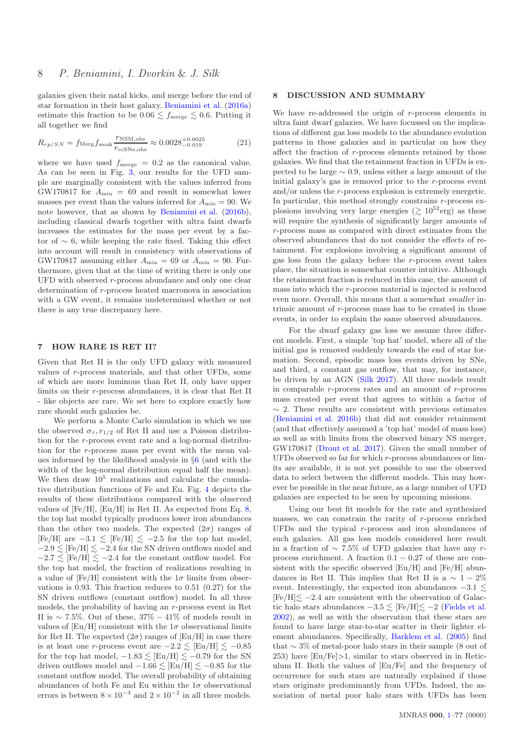galaxies given their natal kicks, and merge before the end of star formation in their host galaxy. Beniamini et al. (2016a) estimate this fraction to be $0.06 \lesssim f_{\rm merge} \lesssim 0.6$. Putting it all together we find

$$R_{rp/SN} = f_{\rm Merg} f_{\rm weak} \frac{r_{\rm NSM,obs}}{r_{\rm ccSNe,obs}} \approx 0.0028^{+0.0025}_{-0.019} \tag{21}$$

where we have used $f_{\rm merge} = 0.2$ as the canonical value. As can be seen in Fig. 3, our results for the UFD sample are marginally consistent with the values inferred from GW170817 for $A_{\rm min} = 69$ and result in somewhat lower masses per event than the values inferred for $A_{\rm min} = 90$. We note however, that as shown by Beniamini et al. (2016b), including classical dwarfs together with ultra faint dwarfs increases the estimates for the mass per event by a factor of $\sim 6$, while keeping the rate fixed. Taking this effect into account will result in consistency with observations of GW170817 assuming either $A_{\rm min} = 69$ or $A_{\rm min} = 90$. Furthermore, given that at the time of writing there is only one UFD with observed $r$-process abundance and only one clear determination of $r$-process heated macronova in association with a GW event, it remains undetermined whether or not there is any true discrepancy here.

## 7 HOW RARE IS RET II?

Given that Ret II is the only UFD galaxy with measured values of $r$-process materials, and that other UFDs, some of which are more luminous than Ret II, only have upper limits on their $r$-process abundances, it is clear that Ret II - like objects are rare. We set here to explore exactly how rare should such galaxies be.

We perform a Monte Carlo simulation in which we use the observed $\sigma_v, r_{1/2}$ of Ret II and use a Poisson distribution for the $r$-process event rate and a log-normal distribution for the $r$-process mass per event with the mean values informed by the likelihood analysis in §6 (and with the width of the log-normal distribution equal half the mean). We then draw $10^5$ realizations and calculate the cumulative distribution functions of Fe and Eu. Fig. 4 depicts the results of these distributions compared with the observed values of [Fe/H], [Eu/H] in Ret II. As expected from Eq. 8, the top hat model typically produces lower iron abundances than the other two models. The expected ($2\sigma$) ranges of [Fe/H] are $-3.1 \lesssim$ [Fe/H] $\lesssim -2.5$ for the top hat model, $-2.9 \lesssim$ [Fe/H] $\lesssim -2.4$ for the SN driven outflows model and $-2.7 \lesssim$ [Fe/H] $\lesssim -2.4$ for the constant outflow model. For the top hat model, the fraction of realizations resulting in a value of [Fe/H] consistent with the $1\sigma$ limits from observations is 0.93. This fraction reduces to 0.51 (0.27) for the SN driven outflows (constant outflow) model. In all three models, the probability of having an $r$-process event in Ret II is $\sim 7.5\%$. Out of these, $37\% - 41\%$ of models result in values of [Eu/H] consistent with the $1\sigma$ observational limits for Ret II. The expected ($2\sigma$) ranges of [Eu/H] in case there is at least one $r$-process event are $-2.2 \lesssim$ [Eu/H] $\lesssim -0.85$ for the top hat model, $-1.83 \lesssim$ [Eu/H] $\lesssim -0.79$ for the SN driven outflows model and $-1.66 \lesssim$ [Eu/H] $\lesssim -0.85$ for the constant outflow model. The overall probability of obtaining abundances of both Fe and Eu within the $1\sigma$ observational errors is between $8 \times 10^{-3}$ and $2 \times 10^{-2}$ in all three models.

## 8 DISCUSSION AND SUMMARY

We have re-addressed the origin of $r$-process elements in ultra faint dwarf galaxies. We have focussed on the implications of different gas loss models to the abundance evolution patterns in those galaxies and in particular on how they affect the fraction of $r$-process elements retained by those galaxies. We find that the retainment fraction in UFDs is expected to be large $\sim 0.9$, unless either a large amount of the initial galaxy's gas is removed prior to the $r$-process event and/or unless the $r$-process explosion is extremely energetic. In particular, this method strongly constrains $r$-process explosions involving very large energies ($\gtrsim 10^{52}$erg) as these will require the synthesis of significantly larger amounts of $r$-process mass as compared with direct estimates from the observed abundances that do not consider the effects of retainment. For explosions involving a significant amount of gas loss from the galaxy before the $r$-process event takes place, the situation is somewhat counter intuitive. Although the retainment fraction is reduced in this case, the amount of mass into which the $r$-process material is injected is reduced even more. Overall, this means that a somewhat *smaller* intrinsic amount of $r$-process mass has to be created in those events, in order to explain the same observed abundances.

For the dwarf galaxy gas loss we assume three different models. First, a simple 'top hat' model, where all of the initial gas is removed suddenly towards the end of star formation. Second, episodic mass loss events driven by SNe, and third, a constant gas outflow, that may, for instance, be driven by an AGN (Silk 2017). All three models result in comparable $r$-process rates and an amount of $r$-process mass created per event that agrees to within a factor of $\sim 2$. These results are consistent with previous estimates (Beniamini et al. 2016b) that did not consider retainment (and that effectively assumed a 'top hat' model of mass loss) as well as with limits from the observed binary NS merger, GW170817 (Drout et al. 2017). Given the small number of UFDs observed so far for which $r$-process abundances or limits are available, it is not yet possible to use the observed data to select between the different models. This may however be possible in the near future, as a large number of UFD galaxies are expected to be seen by upcoming missions.

Using our best fit models for the rate and synthesized masses, we can constrain the rarity of $r$-process enriched UFDs and the typical $r$-process and iron abundances of such galaxies. All gas loss models considered here result in a fraction of $\sim 7.5\%$ of UFD galaxies that have any $r$-process enrichment. A fraction $0.1 - 0.27$ of these are consistent with the specific observed [Eu/H] and [Fe/H] abundances in Ret II. This implies that Ret II is a $\sim 1 - 2\%$ event. Interestingly, the expected iron abundances $-3.1 \lesssim$ [Fe/H]$\lesssim -2.4$ are consistent with the observation of Galactic halo stars abundances $-3.5 \lesssim$ [Fe/H]$\lesssim -2$ (Fields et al. 2002), as well as with the observation that these stars are found to have large star-to-star scatter in their lighter element abundances. Specifically, Barklem et al. (2005) find that $\sim 3\%$ of metal-poor halo stars in their sample (8 out of 253) have [Eu/Fe]>1, similar to stars observed in in Reticulum II. Both the values of [Eu/Fe] and the frequency of occurrence for such stars are naturally explained if those stars originate predominantly from UFDs. Indeed, the association of metal poor halo stars with UFDs has been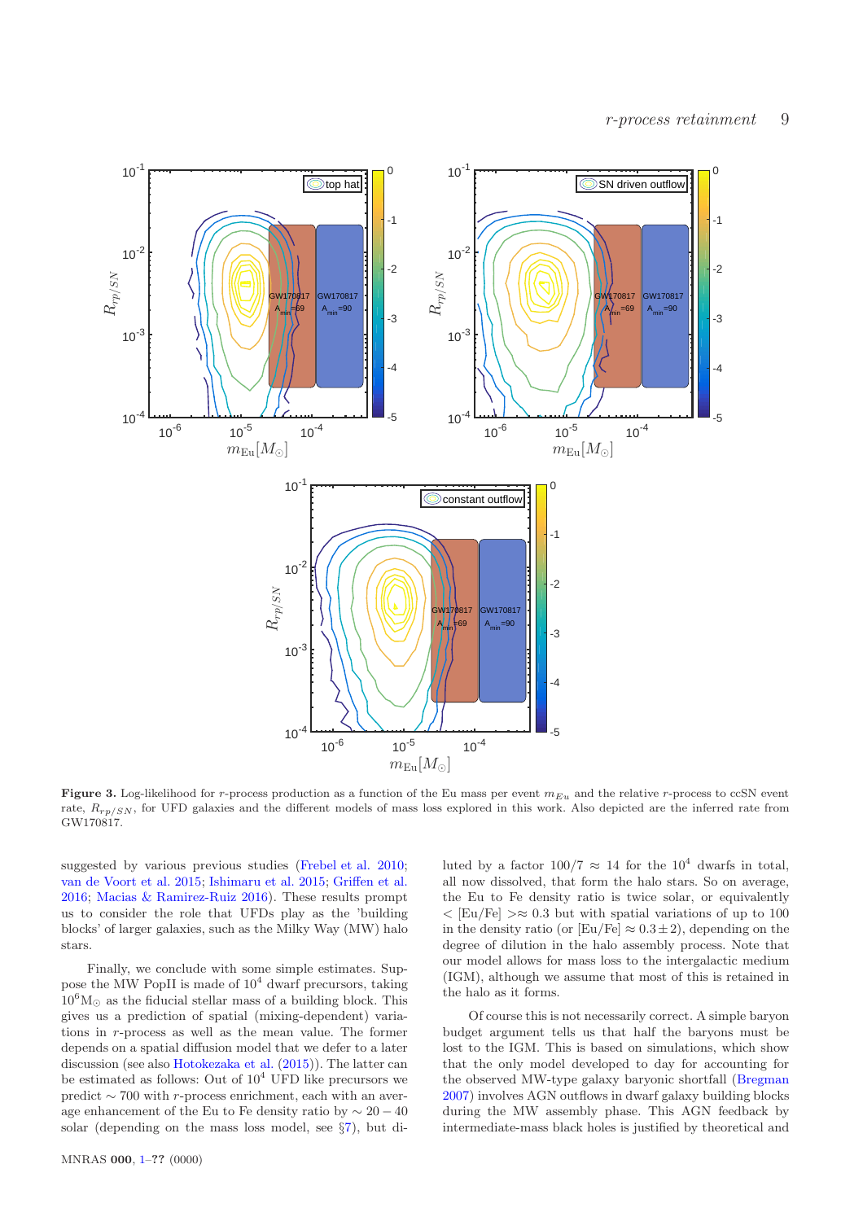**Figure 3.** Log-likelihood for $r$-process production as a function of the Eu mass per event $m_{Eu}$ and the relative $r$-process to ccSN event rate, $R_{rp/SN}$, for UFD galaxies and the different models of mass loss explored in this work. Also depicted are the inferred rate from GW170817.

suggested by various previous studies (Frebel et al. 2010; van de Voort et al. 2015; Ishimaru et al. 2015; Griffen et al. 2016; Macias & Ramirez-Ruiz 2016). These results prompt us to consider the role that UFDs play as the 'building blocks' of larger galaxies, such as the Milky Way (MW) halo stars.

Finally, we conclude with some simple estimates. Suppose the MW PopII is made of $10^4$ dwarf precursors, taking $10^6 \mathrm{M}_\odot$ as the fiducial stellar mass of a building block. This gives us a prediction of spatial (mixing-dependent) variations in $r$-process as well as the mean value. The former depends on a spatial diffusion model that we defer to a later discussion (see also Hotokezaka et al. (2015)). The latter can be estimated as follows: Out of $10^4$ UFD like precursors we predict $\sim 700$ with $r$-process enrichment, each with an average enhancement of the Eu to Fe density ratio by $\sim 20-40$ solar (depending on the mass loss model, see §7), but diluted by a factor $100/7 \approx 14$ for the $10^4$ dwarfs in total, all now dissolved, that form the halo stars. So on average, the Eu to Fe density ratio is twice solar, or equivalently $<[\mathrm{Eu/Fe}]> \approx 0.3$ but with spatial variations of up to 100 in the density ratio (or $[\mathrm{Eu/Fe}] \approx 0.3 \pm 2$), depending on the degree of dilution in the halo assembly process. Note that our model allows for mass loss to the intergalactic medium (IGM), although we assume that most of this is retained in the halo as it forms.

Of course this is not necessarily correct. A simple baryon budget argument tells us that half the baryons must be lost to the IGM. This is based on simulations, which show that the only model developed to day for accounting for the observed MW-type galaxy baryonic shortfall (Bregman 2007) involves AGN outflows in dwarf galaxy building blocks during the MW assembly phase. This AGN feedback by intermediate-mass black holes is justified by theoretical and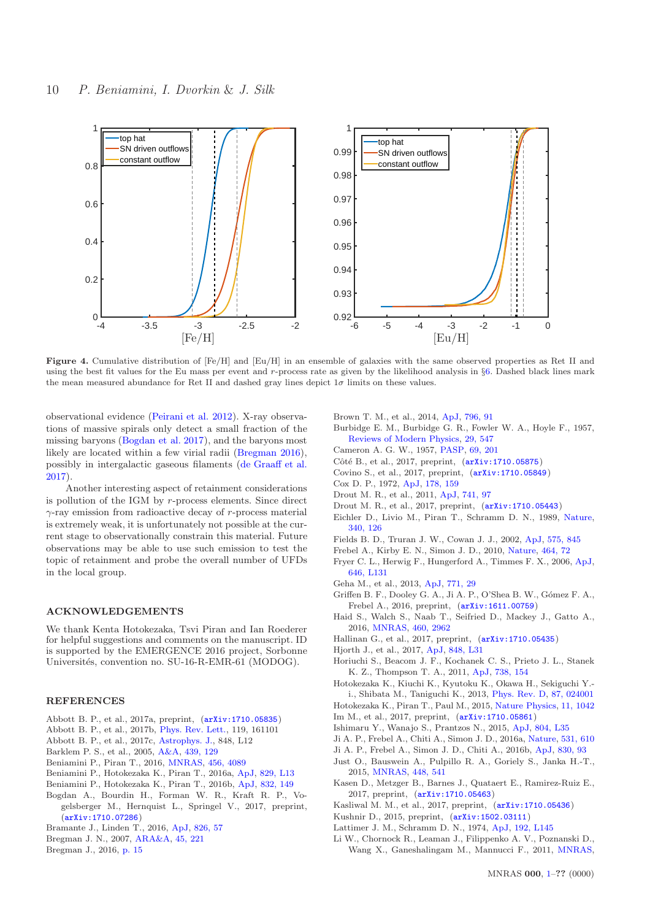**Figure 4.** Cumulative distribution of [Fe/H] and [Eu/H] in an ensemble of galaxies with the same observed properties as Ret II and using the best fit values for the Eu mass per event and $r$-process rate as given by the likelihood analysis in §6. Dashed black lines mark the mean measured abundance for Ret II and dashed gray lines depict $1\sigma$ limits on these values.

observational evidence (Peirani et al. 2012). X-ray observations of massive spirals only detect a small fraction of the missing baryons (Bogdan et al. 2017), and the baryons most likely are located within a few virial radii (Bregman 2016), possibly in intergalactic gaseous filaments (de Graaff et al. 2017).

Another interesting aspect of retainment considerations is pollution of the IGM by $r$-process elements. Since direct $\gamma$-ray emission from radioactive decay of $r$-process material is extremely weak, it is unfortunately not possible at the current stage to observationally constrain this material. Future observations may be able to use such emission to test the topic of retainment and probe the overall number of UFDs in the local group.

## ACKNOWLEDGEMENTS

We thank Kenta Hotokezaka, Tsvi Piran and Ian Roederer for helpful suggestions and comments on the manuscript. ID is supported by the EMERGENCE 2016 project, Sorbonne Universités, convention no. SU-16-R-EMR-61 (MODOG).

## REFERENCES

Abbott B. P., et al., 2017a, preprint, (arXiv:1710.05835)
Abbott B. P., et al., 2017b, Phys. Rev. Lett., 119, 161101
Abbott B. P., et al., 2017c, Astrophys. J., 848, L12
Barklem P. S., et al., 2005, A&A, 439, 129
Beniamini P., Piran T., 2016, MNRAS, 456, 4089
Beniamini P., Hotokezaka K., Piran T., 2016a, ApJ, 829, L13
Beniamini P., Hotokezaka K., Piran T., 2016b, ApJ, 832, 149
Bogdan A., Bourdin H., Forman W. R., Kraft R. P., Vogelsberger M., Hernquist L., Springel V., 2017, preprint, (arXiv:1710.07286)
Bramante J., Linden T., 2016, ApJ, 826, 57
Bregman J. N., 2007, ARA&A, 45, 221
Bregman J., 2016, p. 15
Brown T. M., et al., 2014, ApJ, 796, 91
Burbidge E. M., Burbidge G. R., Fowler W. A., Hoyle F., 1957, Reviews of Modern Physics, 29, 547
Cameron A. G. W., 1957, PASP, 69, 201
Côté B., et al., 2017, preprint, (arXiv:1710.05875)
Covino S., et al., 2017, preprint, (arXiv:1710.05849)
Cox D. P., 1972, ApJ, 178, 159
Drout M. R., et al., 2011, ApJ, 741, 97
Drout M. R., et al., 2017, preprint, (arXiv:1710.05443)
Eichler D., Livio M., Piran T., Schramm D. N., 1989, Nature, 340, 126
Fields B. D., Truran J. W., Cowan J. J., 2002, ApJ, 575, 845
Frebel A., Kirby E. N., Simon J. D., 2010, Nature, 464, 72
Fryer C. L., Herwig F., Hungerford A., Timmes F. X., 2006, ApJ, 646, L131
Geha M., et al., 2013, ApJ, 771, 29
Griffen B. F., Dooley G. A., Ji A. P., O'Shea B. W., Gómez F. A., Frebel A., 2016, preprint, (arXiv:1611.00759)
Haid S., Walch S., Naab T., Seifried D., Mackey J., Gatto A., 2016, MNRAS, 460, 2962
Hallinan G., et al., 2017, preprint, (arXiv:1710.05435)
Hjorth J., et al., 2017, ApJ, 848, L31
Horiuchi S., Beacom J. F., Kochanek C. S., Prieto J. L., Stanek K. Z., Thompson T. A., 2011, ApJ, 738, 154
Hotokezaka K., Kiuchi K., Kyutoku K., Okawa H., Sekiguchi Y.-i., Shibata M., Taniguchi K., 2013, Phys. Rev. D, 87, 024001
Hotokezaka K., Piran T., Paul M., 2015, Nature Physics, 11, 1042
Im M., et al., 2017, preprint, (arXiv:1710.05861)
Ishimaru Y., Wanajo S., Prantzos N., 2015, ApJ, 804, L35
Ji A. P., Frebel A., Chiti A., Simon J. D., 2016a, Nature, 531, 610
Ji A. P., Frebel A., Simon J. D., Chiti A., 2016b, ApJ, 830, 93
Just O., Bauswein A., Pulpillo R. A., Goriely S., Janka H.-T., 2015, MNRAS, 448, 541
Kasen D., Metzger B., Barnes J., Quataert E., Ramirez-Ruiz E., 2017, preprint, (arXiv:1710.05463)
Kasliwal M. M., et al., 2017, preprint, (arXiv:1710.05436)
Kushnir D., 2015, preprint, (arXiv:1502.03111)
Lattimer J. M., Schramm D. N., 1974, ApJ, 192, L145
Li W., Chornock R., Leaman J., Filippenko A. V., Poznanski D., Wang X., Ganeshalingam M., Mannucci F., 2011, MNRAS,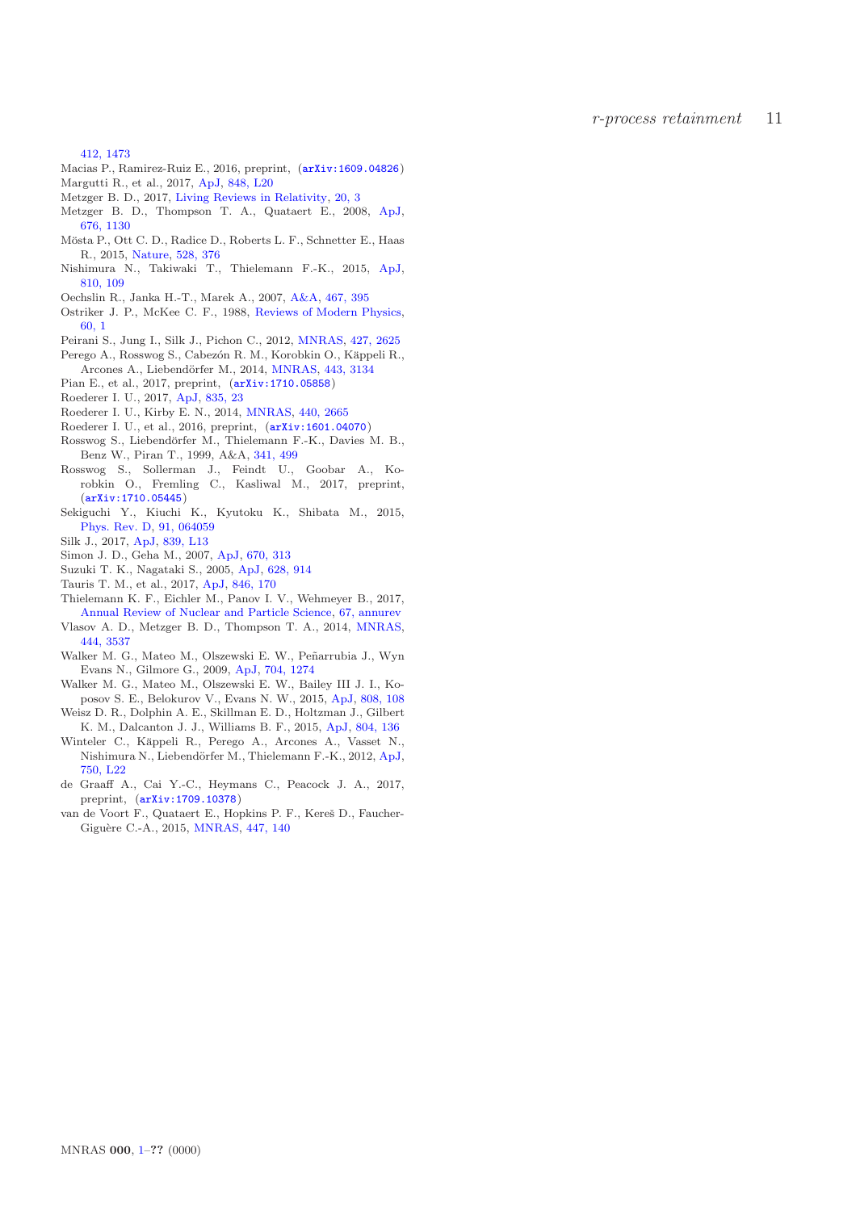412, 1473

Macias P., Ramirez-Ruiz E., 2016, preprint, (arXiv:1609.04826)

Margutti R., et al., 2017, ApJ, 848, L20

Metzger B. D., 2017, Living Reviews in Relativity, 20, 3

Metzger B. D., Thompson T. A., Quataert E., 2008, ApJ, 676, 1130

Mösta P., Ott C. D., Radice D., Roberts L. F., Schnetter E., Haas R., 2015, Nature, 528, 376

Nishimura N., Takiwaki T., Thielemann F.-K., 2015, ApJ, 810, 109

Oechslin R., Janka H.-T., Marek A., 2007, A&A, 467, 395

Ostriker J. P., McKee C. F., 1988, Reviews of Modern Physics, 60, 1

Peirani S., Jung I., Silk J., Pichon C., 2012, MNRAS, 427, 2625

Perego A., Rosswog S., Cabezón R. M., Korobkin O., Käppeli R., Arcones A., Liebendörfer M., 2014, MNRAS, 443, 3134

Pian E., et al., 2017, preprint, (arXiv:1710.05858)

Roederer I. U., 2017, ApJ, 835, 23

Roederer I. U., Kirby E. N., 2014, MNRAS, 440, 2665

Roederer I. U., et al., 2016, preprint, (arXiv:1601.04070)

Rosswog S., Liebendörfer M., Thielemann F.-K., Davies M. B., Benz W., Piran T., 1999, A&A, 341, 499

Rosswog S., Sollerman J., Feindt U., Goobar A., Korobkin O., Fremling C., Kasliwal M., 2017, preprint, (arXiv:1710.05445)

Sekiguchi Y., Kiuchi K., Kyutoku K., Shibata M., 2015, Phys. Rev. D, 91, 064059

Silk J., 2017, ApJ, 839, L13

Simon J. D., Geha M., 2007, ApJ, 670, 313

Suzuki T. K., Nagataki S., 2005, ApJ, 628, 914

Tauris T. M., et al., 2017, ApJ, 846, 170

Thielemann K. F., Eichler M., Panov I. V., Wehmeyer B., 2017, Annual Review of Nuclear and Particle Science, 67, annurev

Vlasov A. D., Metzger B. D., Thompson T. A., 2014, MNRAS, 444, 3537

Walker M. G., Mateo M., Olszewski E. W., Peñarrubia J., Wyn Evans N., Gilmore G., 2009, ApJ, 704, 1274

Walker M. G., Mateo M., Olszewski E. W., Bailey III J. I., Koposov S. E., Belokurov V., Evans N. W., 2015, ApJ, 808, 108

Weisz D. R., Dolphin A. E., Skillman E. D., Holtzman J., Gilbert K. M., Dalcanton J. J., Williams B. F., 2015, ApJ, 804, 136

Winteler C., Käppeli R., Perego A., Arcones A., Vasset N., Nishimura N., Liebendörfer M., Thielemann F.-K., 2012, ApJ, 750, L22

de Graaff A., Cai Y.-C., Heymans C., Peacock J. A., 2017, preprint, (arXiv:1709.10378)

van de Voort F., Quataert E., Hopkins P. F., Kereš D., Faucher-Giguère C.-A., 2015, MNRAS, 447, 140